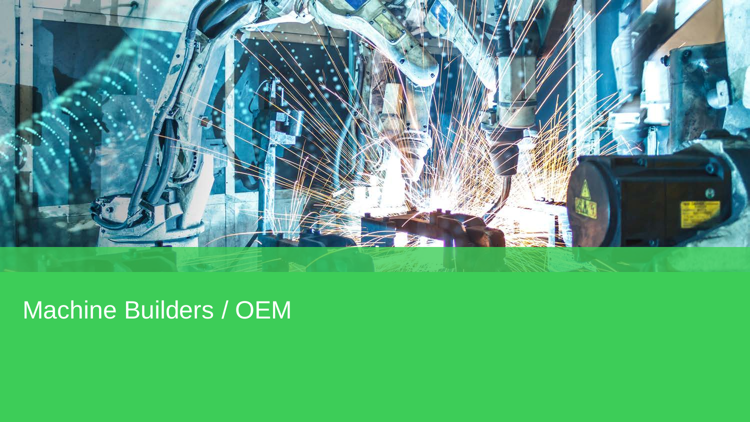# Machine Builders / OEM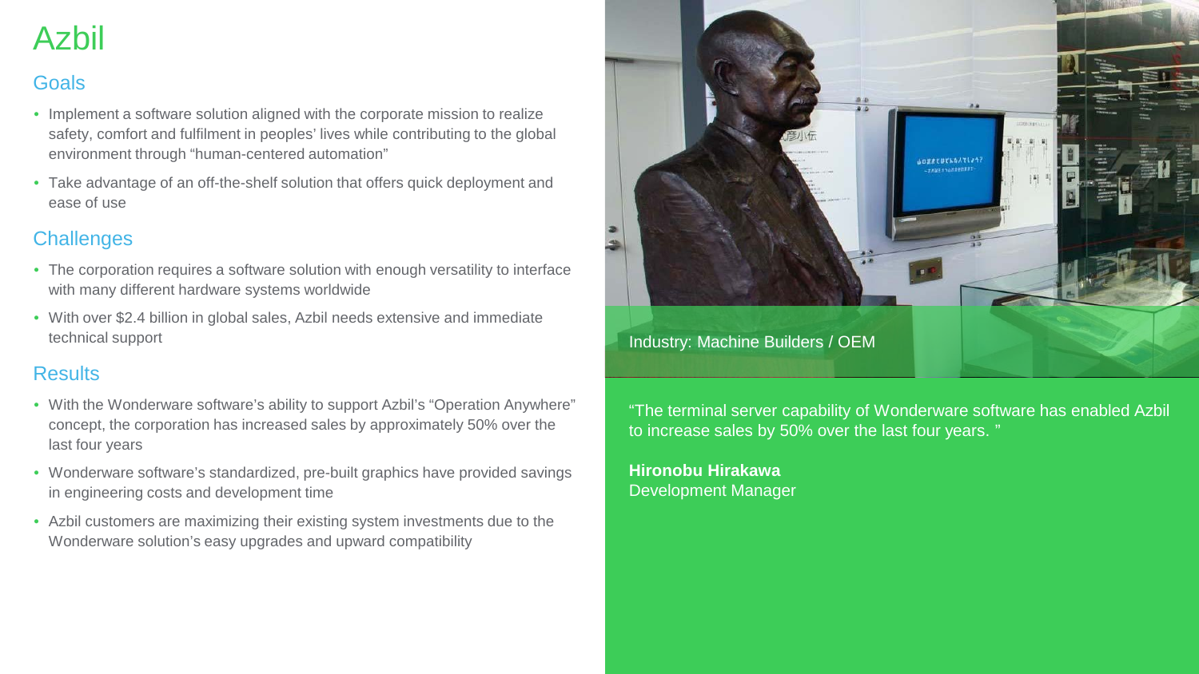# Azbil

## Goals

- Implement a software solution aligned with the corporate mission to realize safety, comfort and fulfilment in peoples' lives while contributing to the global environment through "human-centered automation"
- Take advantage of an off-the-shelf solution that offers quick deployment and ease of use

## Challenges

- The corporation requires a software solution with enough versatility to interface with many different hardware systems worldwide
- With over $2.4 billion in global sales, Azbil needs extensive and immediate technical support

## Results

- With the Wonderware software's ability to support Azbil's "Operation Anywhere" concept, the corporation has increased sales by approximately 50% over the last four years
- Wonderware software's standardized, pre-built graphics have provided savings in engineering costs and development time
- Azbil customers are maximizing their existing system investments due to the Wonderware solution's easy upgrades and upward compatibility

Industry: Machine Builders / OEM

"The terminal server capability of Wonderware software has enabled Azbil to increase sales by 50% over the last four years. "

**Hironobu Hirakawa**
Development Manager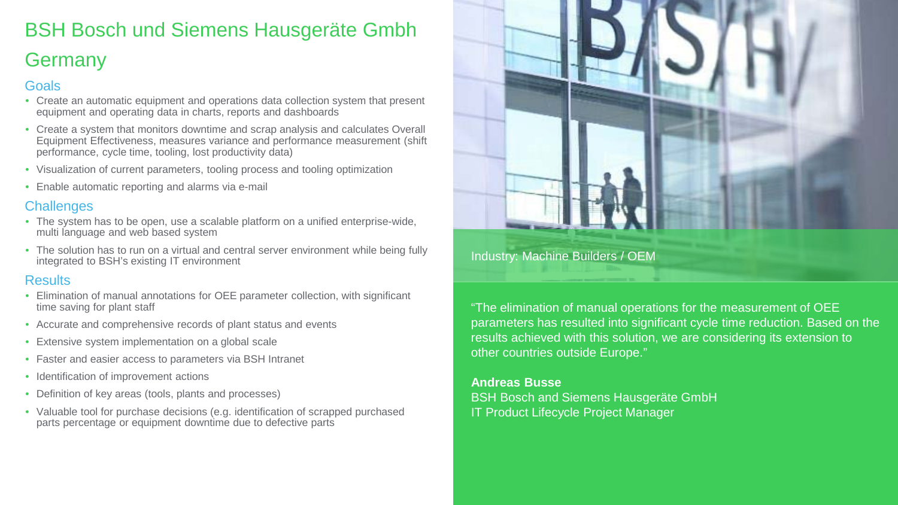# BSH Bosch und Siemens Hausgeräte Gmbh Germany

## Goals

- Create an automatic equipment and operations data collection system that present equipment and operating data in charts, reports and dashboards
- Create a system that monitors downtime and scrap analysis and calculates Overall Equipment Effectiveness, measures variance and performance measurement (shift performance, cycle time, tooling, lost productivity data)
- Visualization of current parameters, tooling process and tooling optimization
- Enable automatic reporting and alarms via e-mail

## Challenges

- The system has to be open, use a scalable platform on a unified enterprise-wide, multi language and web based system
- The solution has to run on a virtual and central server environment while being fully integrated to BSH's existing IT environment

## Results

- Elimination of manual annotations for OEE parameter collection, with significant time saving for plant staff
- Accurate and comprehensive records of plant status and events
- Extensive system implementation on a global scale
- Faster and easier access to parameters via BSH Intranet
- Identification of improvement actions
- Definition of key areas (tools, plants and processes)
- Valuable tool for purchase decisions (e.g. identification of scrapped purchased parts percentage or equipment downtime due to defective parts

Industry: Machine Builders / OEM

"The elimination of manual operations for the measurement of OEE parameters has resulted into significant cycle time reduction. Based on the results achieved with this solution, we are considering its extension to other countries outside Europe."

**Andreas Busse**
BSH Bosch and Siemens Hausgeräte GmbH
IT Product Lifecycle Project Manager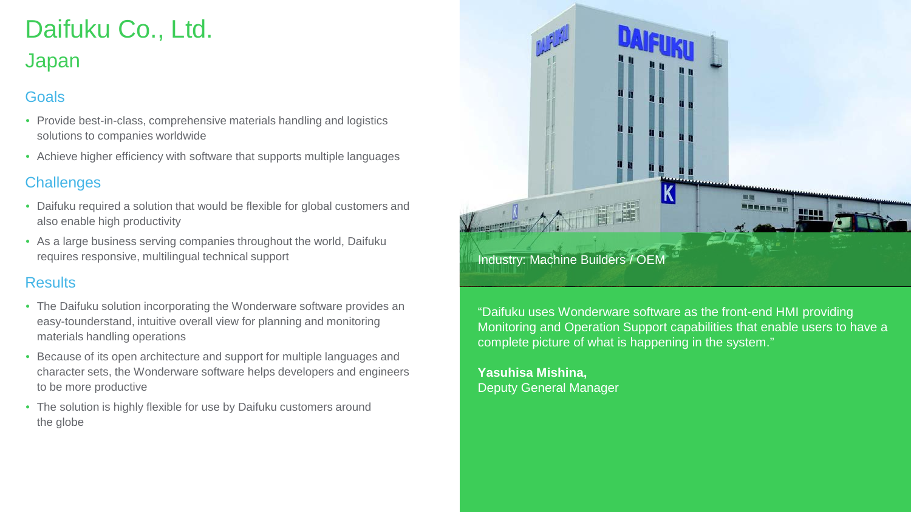# Daifuku Co., Ltd.

## Japan

### Goals

- Provide best-in-class, comprehensive materials handling and logistics solutions to companies worldwide
- Achieve higher efficiency with software that supports multiple languages

### Challenges

- Daifuku required a solution that would be flexible for global customers and also enable high productivity
- As a large business serving companies throughout the world, Daifuku requires responsive, multilingual technical support

### Results

- The Daifuku solution incorporating the Wonderware software provides an easy-tounderstand, intuitive overall view for planning and monitoring materials handling operations
- Because of its open architecture and support for multiple languages and character sets, the Wonderware software helps developers and engineers to be more productive
- The solution is highly flexible for use by Daifuku customers around the globe

Industry: Machine Builders / OEM

"Daifuku uses Wonderware software as the front-end HMI providing Monitoring and Operation Support capabilities that enable users to have a complete picture of what is happening in the system."

**Yasuhisa Mishina,**
Deputy General Manager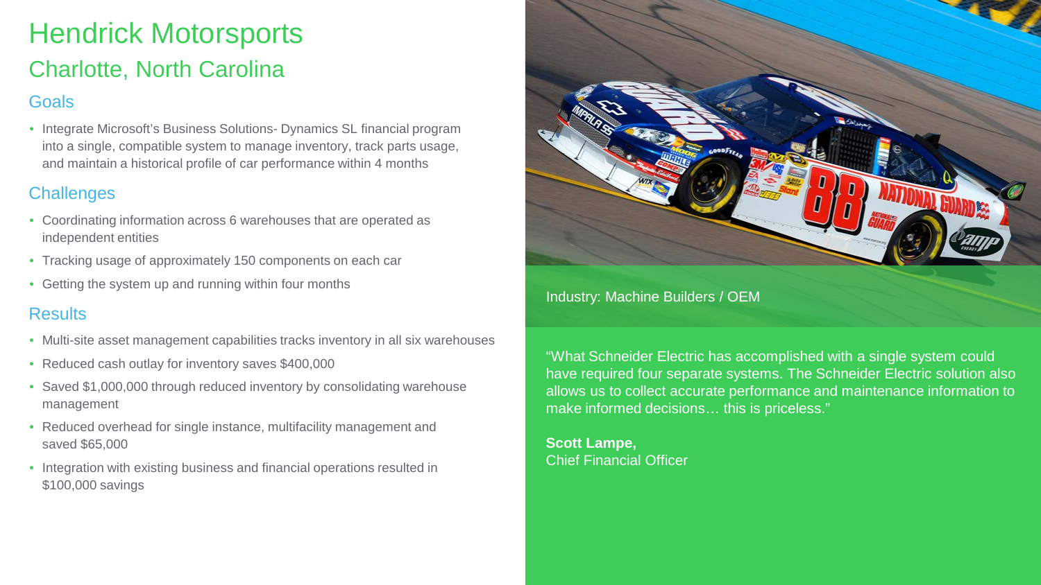# Hendrick Motorsports

## Charlotte, North Carolina

### Goals

- Integrate Microsoft's Business Solutions- Dynamics SL financial program into a single, compatible system to manage inventory, track parts usage, and maintain a historical profile of car performance within 4 months

### Challenges

- Coordinating information across 6 warehouses that are operated as independent entities
- Tracking usage of approximately 150 components on each car
- Getting the system up and running within four months

### Results

- Multi-site asset management capabilities tracks inventory in all six warehouses
- Reduced cash outlay for inventory saves $400,000
- Saved $1,000,000 through reduced inventory by consolidating warehouse management
- Reduced overhead for single instance, multifacility management and saved $65,000
- Integration with existing business and financial operations resulted in $100,000 savings

Industry: Machine Builders / OEM

"What Schneider Electric has accomplished with a single system could have required four separate systems. The Schneider Electric solution also allows us to collect accurate performance and maintenance information to make informed decisions… this is priceless."

**Scott Lampe,**
Chief Financial Officer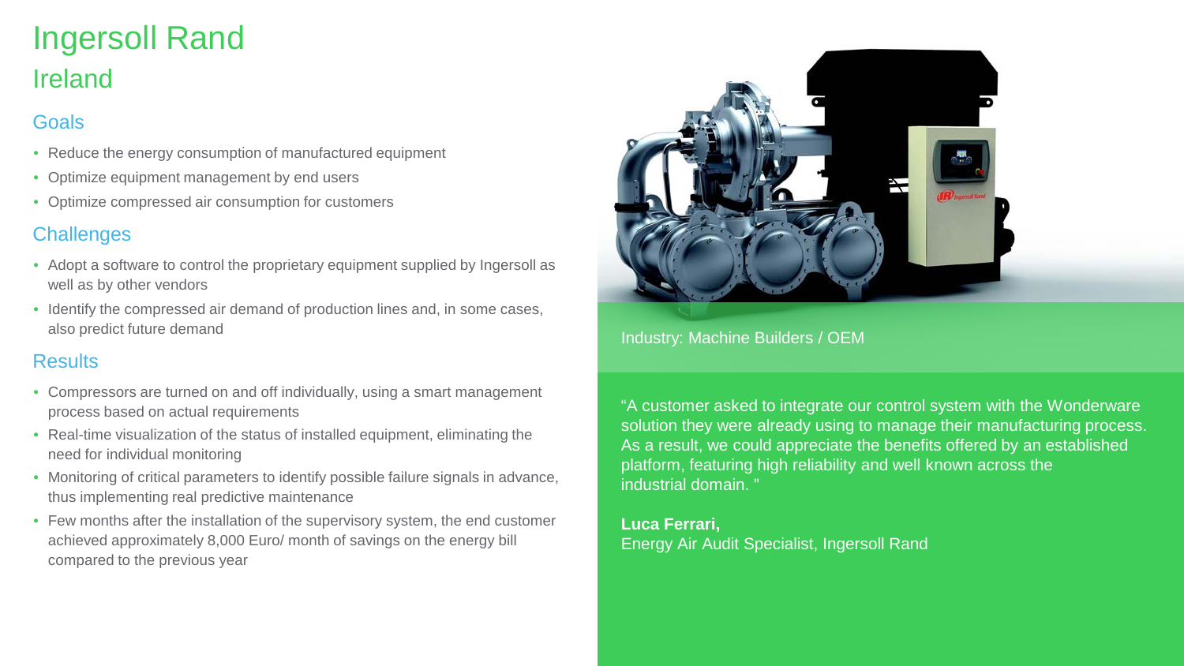# Ingersoll Rand

## Ireland

### Goals

- Reduce the energy consumption of manufactured equipment
- Optimize equipment management by end users
- Optimize compressed air consumption for customers

### Challenges

- Adopt a software to control the proprietary equipment supplied by Ingersoll as well as by other vendors
- Identify the compressed air demand of production lines and, in some cases, also predict future demand

### Results

- Compressors are turned on and off individually, using a smart management process based on actual requirements
- Real-time visualization of the status of installed equipment, eliminating the need for individual monitoring
- Monitoring of critical parameters to identify possible failure signals in advance, thus implementing real predictive maintenance
- Few months after the installation of the supervisory system, the end customer achieved approximately 8,000 Euro/ month of savings on the energy bill compared to the previous year

Industry: Machine Builders / OEM

"A customer asked to integrate our control system with the Wonderware solution they were already using to manage their manufacturing process. As a result, we could appreciate the benefits offered by an established platform, featuring high reliability and well known across the industrial domain. "

**Luca Ferrari,**
Energy Air Audit Specialist, Ingersoll Rand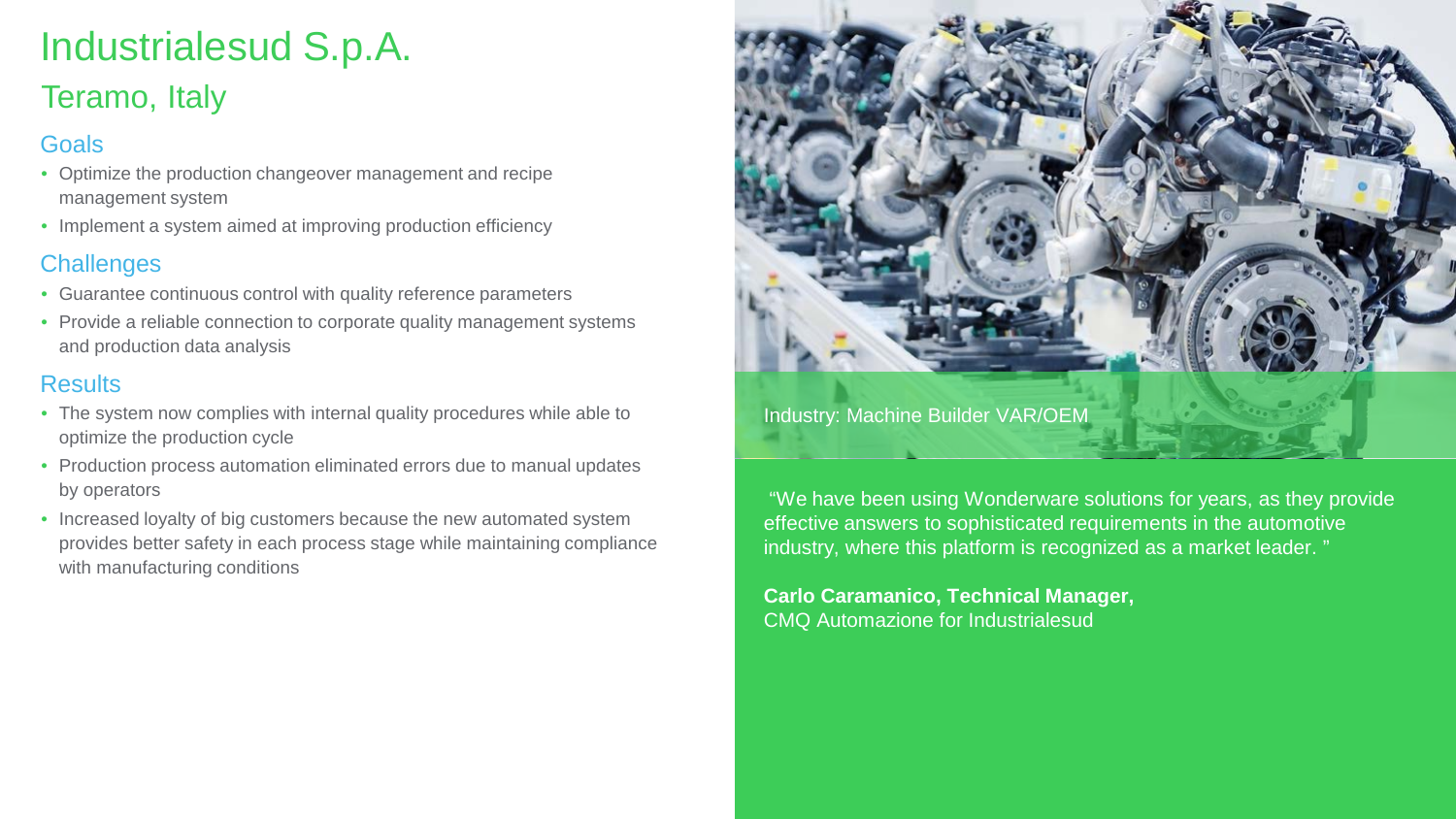# Industrialesud S.p.A.

## Teramo, Italy

### Goals

- Optimize the production changeover management and recipe management system
- Implement a system aimed at improving production efficiency

### Challenges

- Guarantee continuous control with quality reference parameters
- Provide a reliable connection to corporate quality management systems and production data analysis

### Results

- The system now complies with internal quality procedures while able to optimize the production cycle
- Production process automation eliminated errors due to manual updates by operators
- Increased loyalty of big customers because the new automated system provides better safety in each process stage while maintaining compliance with manufacturing conditions

Industry: Machine Builder VAR/OEM

“We have been using Wonderware solutions for years, as they provide effective answers to sophisticated requirements in the automotive industry, where this platform is recognized as a market leader. ”

**Carlo Caramanico, Technical Manager,**
CMQ Automazione for Industrialesud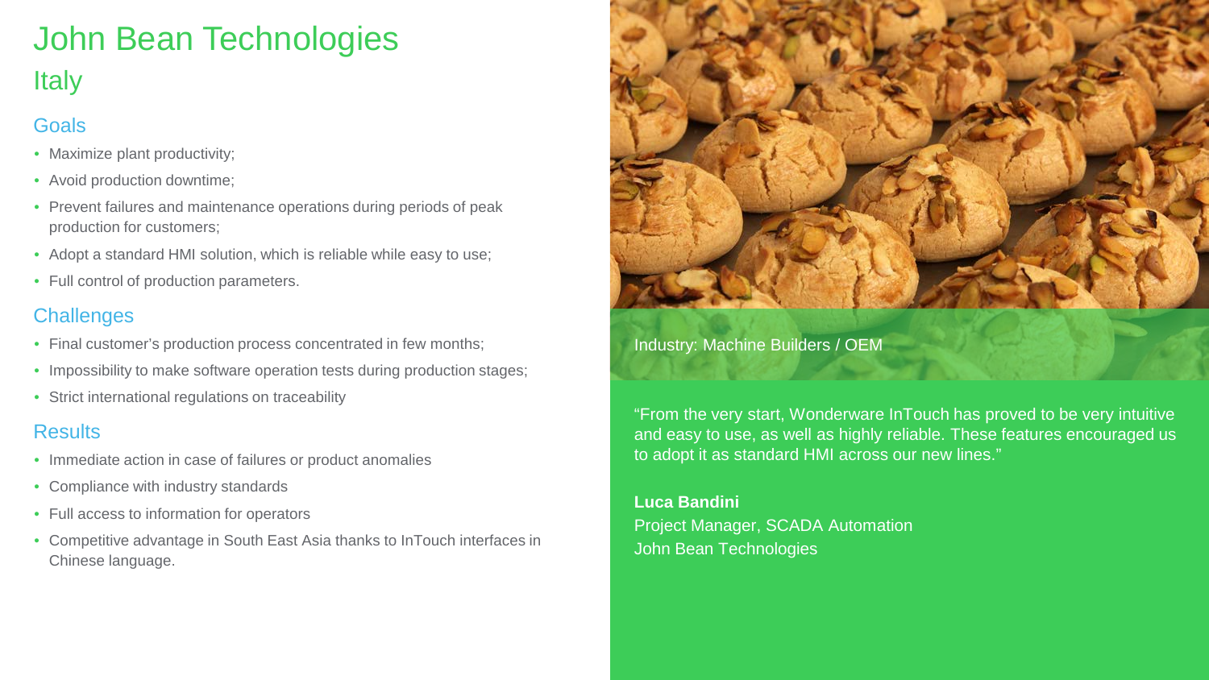# John Bean Technologies

## Italy

### Goals

- Maximize plant productivity;
- Avoid production downtime;
- Prevent failures and maintenance operations during periods of peak production for customers;
- Adopt a standard HMI solution, which is reliable while easy to use;
- Full control of production parameters.

### Challenges

- Final customer's production process concentrated in few months;
- Impossibility to make software operation tests during production stages;
- Strict international regulations on traceability

### Results

- Immediate action in case of failures or product anomalies
- Compliance with industry standards
- Full access to information for operators
- Competitive advantage in South East Asia thanks to InTouch interfaces in Chinese language.

Industry: Machine Builders / OEM

"From the very start, Wonderware InTouch has proved to be very intuitive and easy to use, as well as highly reliable. These features encouraged us to adopt it as standard HMI across our new lines."

**Luca Bandini**
Project Manager, SCADA Automation
John Bean Technologies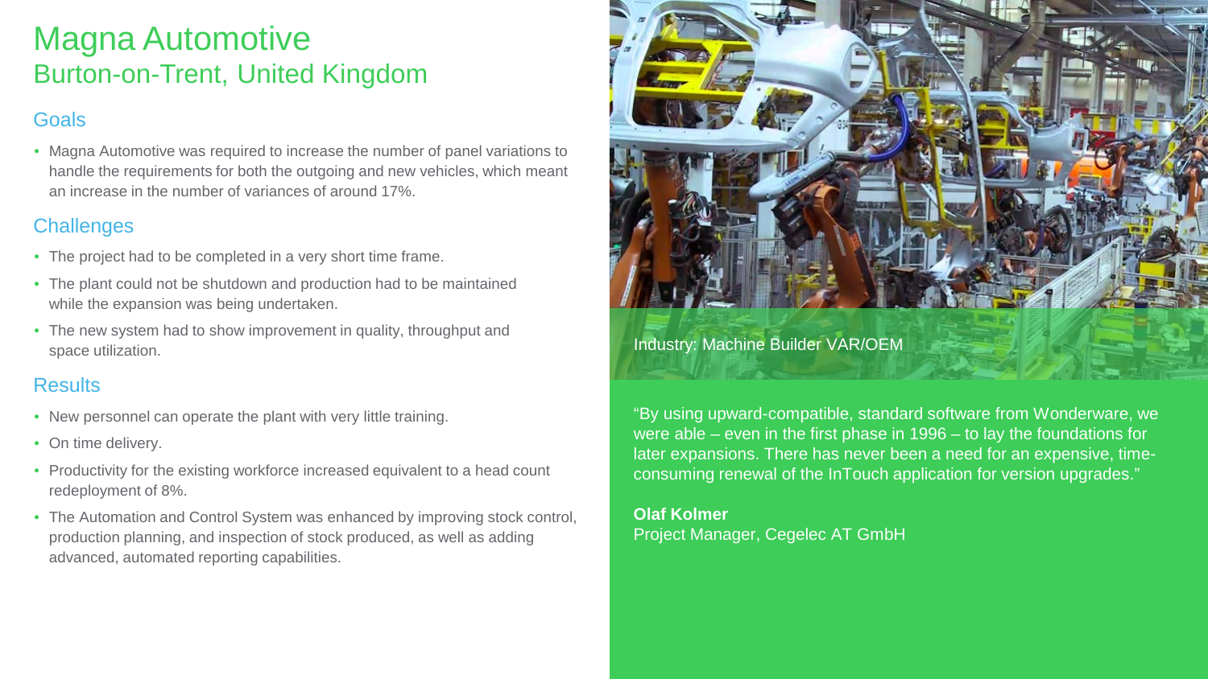# Magna Automotive
## Burton-on-Trent, United Kingdom

### Goals

- Magna Automotive was required to increase the number of panel variations to handle the requirements for both the outgoing and new vehicles, which meant an increase in the number of variances of around 17%.

### Challenges

- The project had to be completed in a very short time frame.
- The plant could not be shutdown and production had to be maintained while the expansion was being undertaken.
- The new system had to show improvement in quality, throughput and space utilization.

### Results

- New personnel can operate the plant with very little training.
- On time delivery.
- Productivity for the existing workforce increased equivalent to a head count redeployment of 8%.
- The Automation and Control System was enhanced by improving stock control, production planning, and inspection of stock produced, as well as adding advanced, automated reporting capabilities.

Industry: Machine Builder VAR/OEM

"By using upward-compatible, standard software from Wonderware, we were able – even in the first phase in 1996 – to lay the foundations for later expansions. There has never been a need for an expensive, time-consuming renewal of the InTouch application for version upgrades."

**Olaf Kolmer**
Project Manager, Cegelec AT GmbH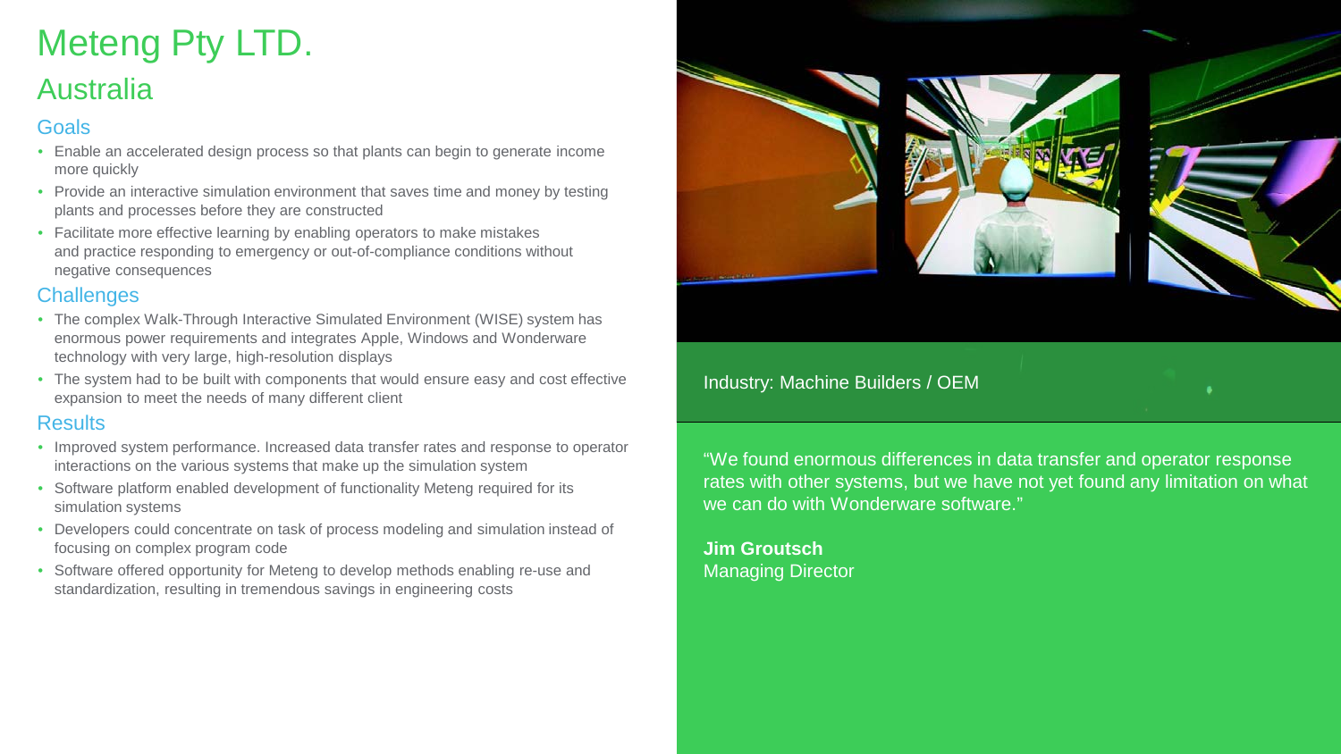# Meteng Pty LTD.

## Australia

### Goals

- Enable an accelerated design process so that plants can begin to generate income more quickly
- Provide an interactive simulation environment that saves time and money by testing plants and processes before they are constructed
- Facilitate more effective learning by enabling operators to make mistakes and practice responding to emergency or out-of-compliance conditions without negative consequences

### Challenges

- The complex Walk-Through Interactive Simulated Environment (WISE) system has enormous power requirements and integrates Apple, Windows and Wonderware technology with very large, high-resolution displays
- The system had to be built with components that would ensure easy and cost effective expansion to meet the needs of many different client

### Results

- Improved system performance. Increased data transfer rates and response to operator interactions on the various systems that make up the simulation system
- Software platform enabled development of functionality Meteng required for its simulation systems
- Developers could concentrate on task of process modeling and simulation instead of focusing on complex program code
- Software offered opportunity for Meteng to develop methods enabling re-use and standardization, resulting in tremendous savings in engineering costs

Industry: Machine Builders / OEM

"We found enormous differences in data transfer and operator response rates with other systems, but we have not yet found any limitation on what we can do with Wonderware software."

**Jim Groutsch**
Managing Director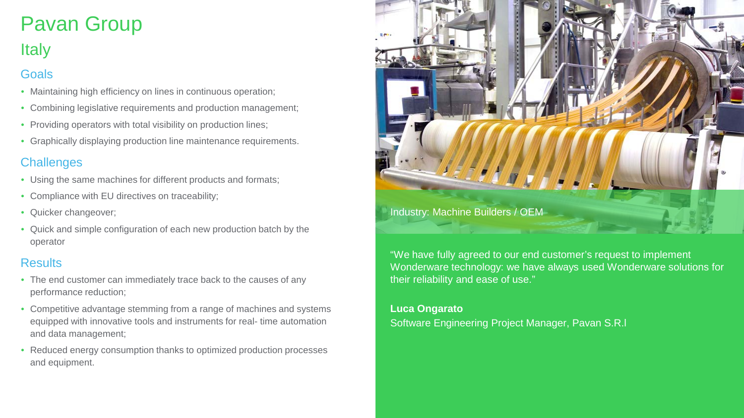# Pavan Group

## Italy

### Goals

- Maintaining high efficiency on lines in continuous operation;
- Combining legislative requirements and production management;
- Providing operators with total visibility on production lines;
- Graphically displaying production line maintenance requirements.

### Challenges

- Using the same machines for different products and formats;
- Compliance with EU directives on traceability;
- Quicker changeover;
- Quick and simple configuration of each new production batch by the operator

### Results

- The end customer can immediately trace back to the causes of any performance reduction;
- Competitive advantage stemming from a range of machines and systems equipped with innovative tools and instruments for real- time automation and data management;
- Reduced energy consumption thanks to optimized production processes and equipment.

Industry: Machine Builders / OEM

"We have fully agreed to our end customer's request to implement Wonderware technology: we have always used Wonderware solutions for their reliability and ease of use."

**Luca Ongarato**
Software Engineering Project Manager, Pavan S.R.l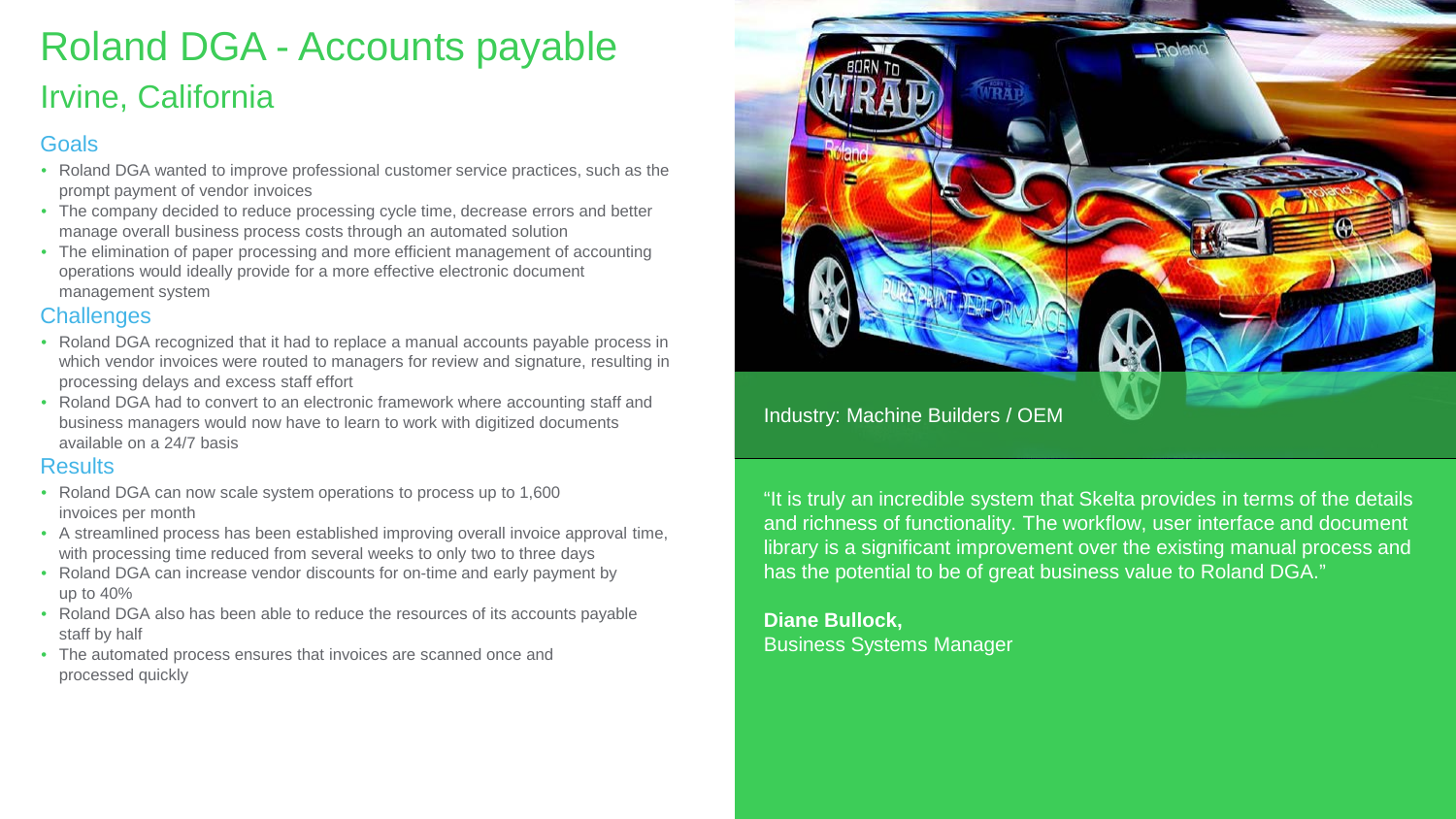# Roland DGA - Accounts payable

## Irvine, California

### Goals

- Roland DGA wanted to improve professional customer service practices, such as the prompt payment of vendor invoices
- The company decided to reduce processing cycle time, decrease errors and better manage overall business process costs through an automated solution
- The elimination of paper processing and more efficient management of accounting operations would ideally provide for a more effective electronic document management system

### Challenges

- Roland DGA recognized that it had to replace a manual accounts payable process in which vendor invoices were routed to managers for review and signature, resulting in processing delays and excess staff effort
- Roland DGA had to convert to an electronic framework where accounting staff and business managers would now have to learn to work with digitized documents available on a 24/7 basis

### Results

- Roland DGA can now scale system operations to process up to 1,600 invoices per month
- A streamlined process has been established improving overall invoice approval time, with processing time reduced from several weeks to only two to three days
- Roland DGA can increase vendor discounts for on-time and early payment by up to 40%
- Roland DGA also has been able to reduce the resources of its accounts payable staff by half
- The automated process ensures that invoices are scanned once and processed quickly

Industry: Machine Builders / OEM

"It is truly an incredible system that Skelta provides in terms of the details and richness of functionality. The workflow, user interface and document library is a significant improvement over the existing manual process and has the potential to be of great business value to Roland DGA."

**Diane Bullock,**
Business Systems Manager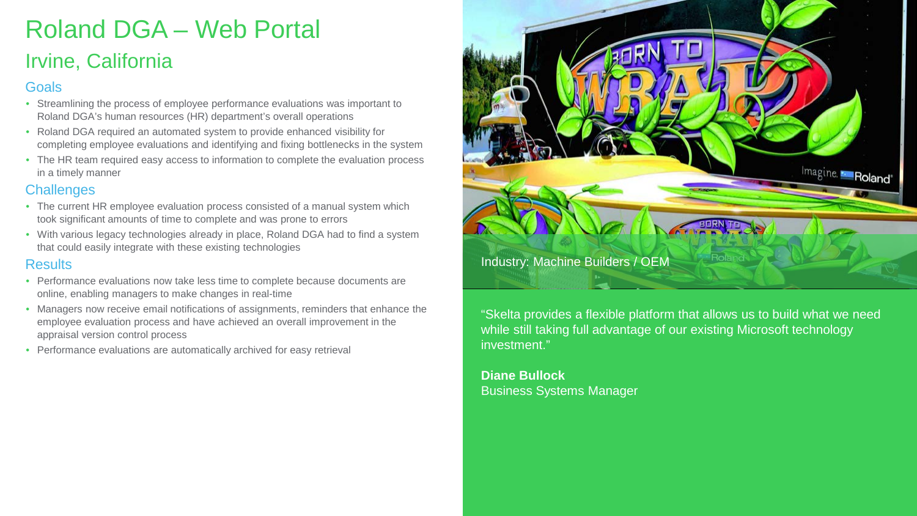# Roland DGA – Web Portal

## Irvine, California

### Goals

- Streamlining the process of employee performance evaluations was important to Roland DGA's human resources (HR) department's overall operations
- Roland DGA required an automated system to provide enhanced visibility for completing employee evaluations and identifying and fixing bottlenecks in the system
- The HR team required easy access to information to complete the evaluation process in a timely manner

### Challenges

- The current HR employee evaluation process consisted of a manual system which took significant amounts of time to complete and was prone to errors
- With various legacy technologies already in place, Roland DGA had to find a system that could easily integrate with these existing technologies

### Results

- Performance evaluations now take less time to complete because documents are online, enabling managers to make changes in real-time
- Managers now receive email notifications of assignments, reminders that enhance the employee evaluation process and have achieved an overall improvement in the appraisal version control process
- Performance evaluations are automatically archived for easy retrieval

Industry: Machine Builders / OEM

"Skelta provides a flexible platform that allows us to build what we need while still taking full advantage of our existing Microsoft technology investment."

**Diane Bullock**
Business Systems Manager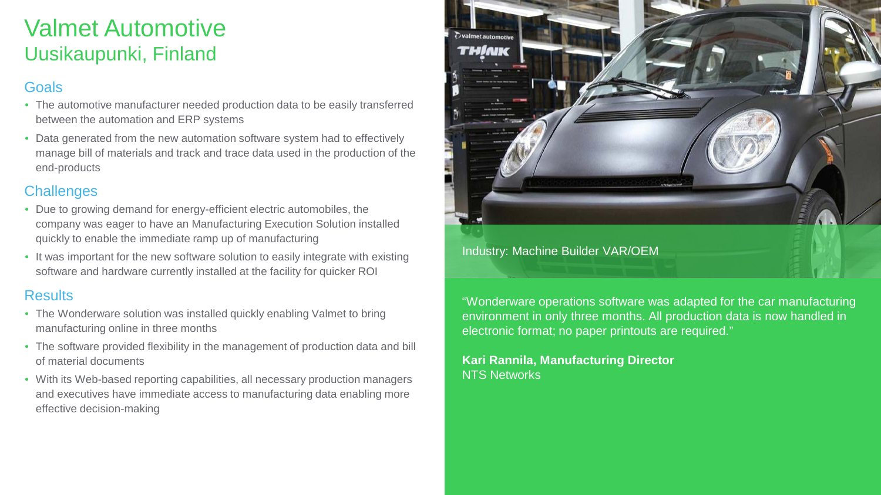# Valmet Automotive
## Uusikaupunki, Finland

### Goals

- The automotive manufacturer needed production data to be easily transferred between the automation and ERP systems
- Data generated from the new automation software system had to effectively manage bill of materials and track and trace data used in the production of the end-products

### Challenges

- Due to growing demand for energy-efficient electric automobiles, the company was eager to have an Manufacturing Execution Solution installed quickly to enable the immediate ramp up of manufacturing
- It was important for the new software solution to easily integrate with existing software and hardware currently installed at the facility for quicker ROI

### Results

- The Wonderware solution was installed quickly enabling Valmet to bring manufacturing online in three months
- The software provided flexibility in the management of production data and bill of material documents
- With its Web-based reporting capabilities, all necessary production managers and executives have immediate access to manufacturing data enabling more effective decision-making

Industry: Machine Builder VAR/OEM

"Wonderware operations software was adapted for the car manufacturing environment in only three months. All production data is now handled in electronic format; no paper printouts are required."

**Kari Rannila, Manufacturing Director**
NTS Networks